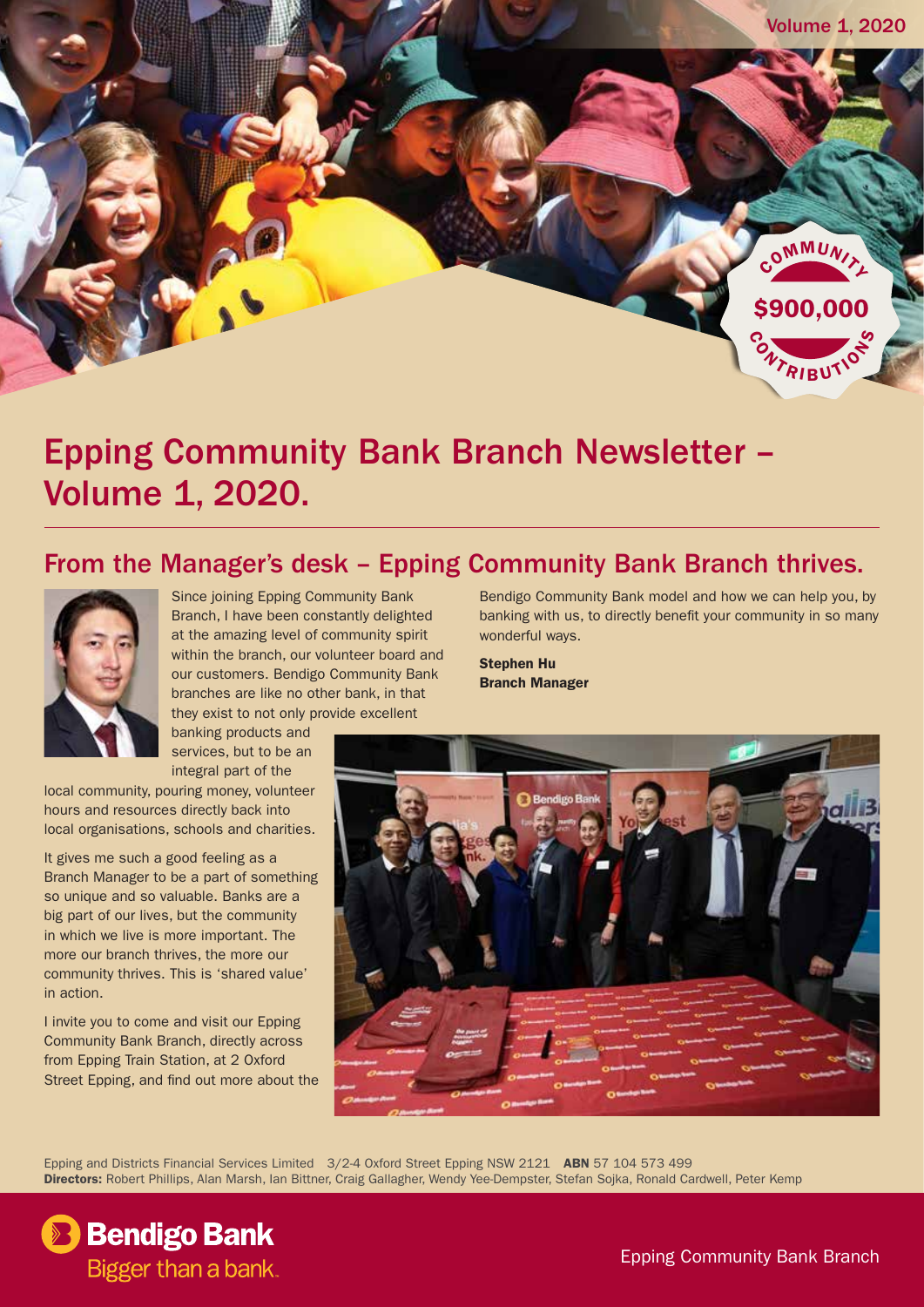Volume 1, 2020

COMMUNITY $900,000 CONTRIBUTIONS

# Epping Community Bank Branch Newsletter – Volume 1, 2020.

## From the Manager's desk – Epping Community Bank Branch thrives.

Since joining Epping Community Bank Branch, I have been constantly delighted at the amazing level of community spirit within the branch, our volunteer board and our customers. Bendigo Community Bank branches are like no other bank, in that they exist to not only provide excellent banking products and services, but to be an integral part of the local community, pouring money, volunteer hours and resources directly back into local organisations, schools and charities.

It gives me such a good feeling as a Branch Manager to be a part of something so unique and so valuable. Banks are a big part of our lives, but the community in which we live is more important. The more our branch thrives, the more our community thrives. This is 'shared value' in action.

I invite you to come and visit our Epping Community Bank Branch, directly across from Epping Train Station, at 2 Oxford Street Epping, and find out more about the Bendigo Community Bank model and how we can help you, by banking with us, to directly benefit your community in so many wonderful ways.

**Stephen Hu**
**Branch Manager**

Epping and Districts Financial Services Limited 3/2-4 Oxford Street Epping NSW 2121 **ABN** 57 104 573 499
**Directors:** Robert Phillips, Alan Marsh, Ian Bittner, Craig Gallagher, Wendy Yee-Dempster, Stefan Sojka, Ronald Cardwell, Peter Kemp

Bendigo Bank
Bigger than a bank.

Epping Community Bank Branch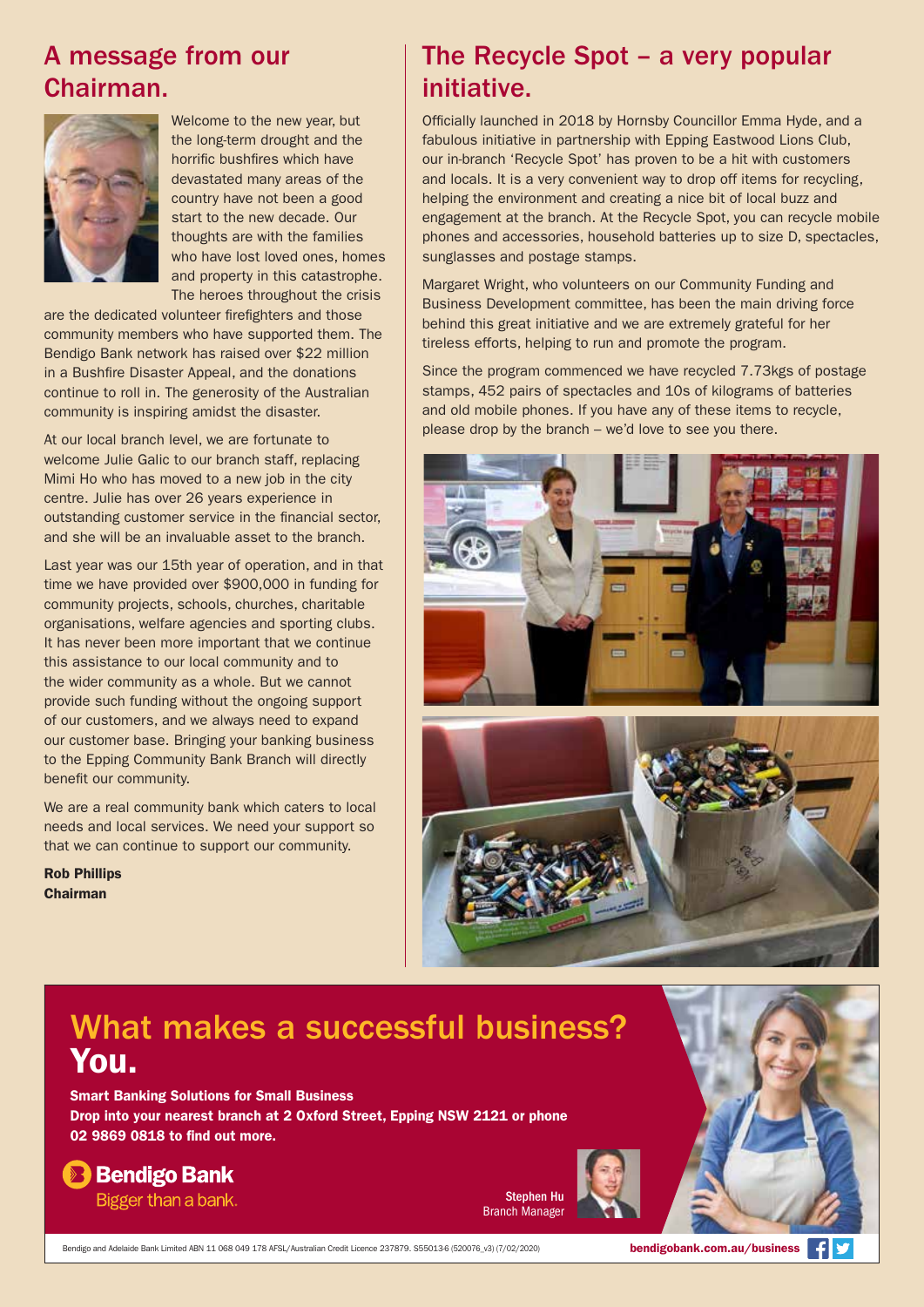## A message from our Chairman.

Welcome to the new year, but the long-term drought and the horrific bushfires which have devastated many areas of the country have not been a good start to the new decade. Our thoughts are with the families who have lost loved ones, homes and property in this catastrophe. The heroes throughout the crisis are the dedicated volunteer firefighters and those community members who have supported them. The Bendigo Bank network has raised over $22 million in a Bushfire Disaster Appeal, and the donations continue to roll in. The generosity of the Australian community is inspiring amidst the disaster.

At our local branch level, we are fortunate to welcome Julie Galic to our branch staff, replacing Mimi Ho who has moved to a new job in the city centre. Julie has over 26 years experience in outstanding customer service in the financial sector, and she will be an invaluable asset to the branch.

Last year was our 15th year of operation, and in that time we have provided over $900,000 in funding for community projects, schools, churches, charitable organisations, welfare agencies and sporting clubs. It has never been more important that we continue this assistance to our local community and to the wider community as a whole. But we cannot provide such funding without the ongoing support of our customers, and we always need to expand our customer base. Bringing your banking business to the Epping Community Bank Branch will directly benefit our community.

We are a real community bank which caters to local needs and local services. We need your support so that we can continue to support our community.

**Rob Phillips**
**Chairman**

## The Recycle Spot – a very popular initiative.

Officially launched in 2018 by Hornsby Councillor Emma Hyde, and a fabulous initiative in partnership with Epping Eastwood Lions Club, our in-branch 'Recycle Spot' has proven to be a hit with customers and locals. It is a very convenient way to drop off items for recycling, helping the environment and creating a nice bit of local buzz and engagement at the branch. At the Recycle Spot, you can recycle mobile phones and accessories, household batteries up to size D, spectacles, sunglasses and postage stamps.

Margaret Wright, who volunteers on our Community Funding and Business Development committee, has been the main driving force behind this great initiative and we are extremely grateful for her tireless efforts, helping to run and promote the program.

Since the program commenced we have recycled 7.73kgs of postage stamps, 452 pairs of spectacles and 10s of kilograms of batteries and old mobile phones. If you have any of these items to recycle, please drop by the branch – we'd love to see you there.

## What makes a successful business? You.

**Smart Banking Solutions for Small Business**
**Drop into your nearest branch at 2 Oxford Street, Epping NSW 2121 or phone 02 9869 0818 to find out more.**

Bendigo Bank
Bigger than a bank.

Stephen Hu
Branch Manager

Bendigo and Adelaide Bank Limited ABN 11 068 049 178 AFSL/Australian Credit Licence 237879. S55013-6 (520076_v3) (7/02/2020)

bendigobank.com.au/business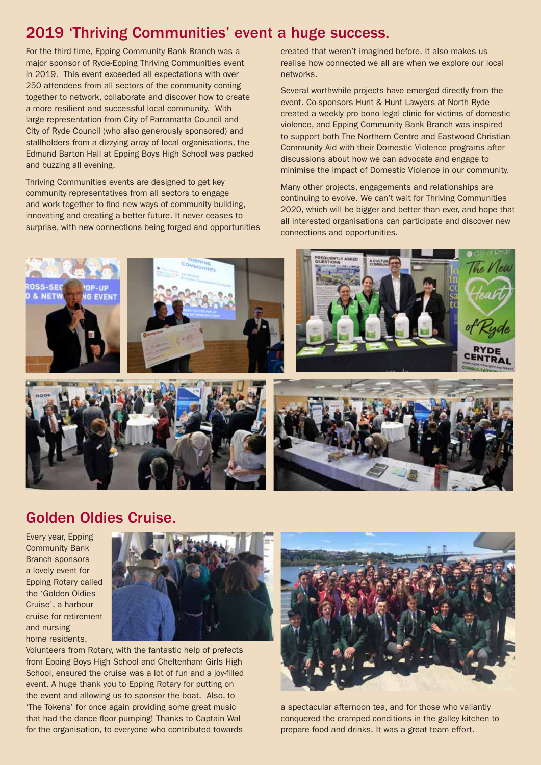## 2019 'Thriving Communities' event a huge success.

For the third time, Epping Community Bank Branch was a major sponsor of Ryde-Epping Thriving Communities event in 2019. This event exceeded all expectations with over 250 attendees from all sectors of the community coming together to network, collaborate and discover how to create a more resilient and successful local community. With large representation from City of Parramatta Council and City of Ryde Council (who also generously sponsored) and stallholders from a dizzying array of local organisations, the Edmund Barton Hall at Epping Boys High School was packed and buzzing all evening.

Thriving Communities events are designed to get key community representatives from all sectors to engage and work together to find new ways of community building, innovating and creating a better future. It never ceases to surprise, with new connections being forged and opportunities created that weren't imagined before. It also makes us realise how connected we all are when we explore our local networks.

Several worthwhile projects have emerged directly from the event. Co-sponsors Hunt & Hunt Lawyers at North Ryde created a weekly pro bono legal clinic for victims of domestic violence, and Epping Community Bank Branch was inspired to support both The Northern Centre and Eastwood Christian Community Aid with their Domestic Violence programs after discussions about how we can advocate and engage to minimise the impact of Domestic Violence in our community.

Many other projects, engagements and relationships are continuing to evolve. We can't wait for Thriving Communities 2020, which will be bigger and better than ever, and hope that all interested organisations can participate and discover new connections and opportunities.

## Golden Oldies Cruise.

Every year, Epping Community Bank Branch sponsors a lovely event for Epping Rotary called the 'Golden Oldies Cruise', a harbour cruise for retirement and nursing home residents. Volunteers from Rotary, with the fantastic help of prefects from Epping Boys High School and Cheltenham Girls High School, ensured the cruise was a lot of fun and a joy-filled event. A huge thank you to Epping Rotary for putting on the event and allowing us to sponsor the boat. Also, to 'The Tokens' for once again providing some great music that had the dance floor pumping! Thanks to Captain Wal for the organisation, to everyone who contributed towards a spectacular afternoon tea, and for those who valiantly conquered the cramped conditions in the galley kitchen to prepare food and drinks. It was a great team effort.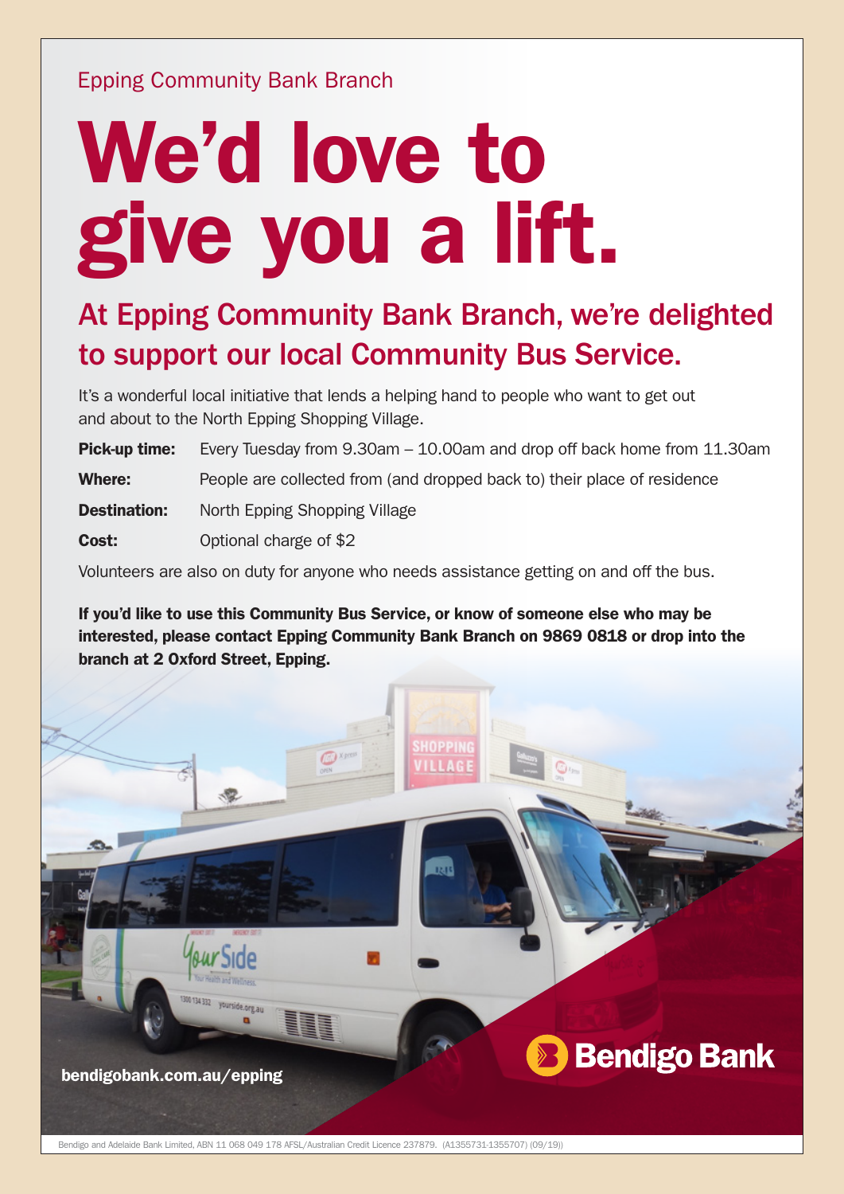Epping Community Bank Branch

# We'd love to give you a lift.

## At Epping Community Bank Branch, we're delighted to support our local Community Bus Service.

It's a wonderful local initiative that lends a helping hand to people who want to get out and about to the North Epping Shopping Village.

| | |
|---|---|
| **Pick-up time:** | Every Tuesday from 9.30am – 10.00am and drop off back home from 11.30am |
| **Where:** | People are collected from (and dropped back to) their place of residence |
| **Destination:** | North Epping Shopping Village |
| **Cost:** | Optional charge of $2 |

Volunteers are also on duty for anyone who needs assistance getting on and off the bus.

**If you'd like to use this Community Bus Service, or know of someone else who may be interested, please contact Epping Community Bank Branch on 9869 0818 or drop into the branch at 2 Oxford Street, Epping.**

**bendigobank.com.au/epping**

Bendigo Bank

Bendigo and Adelaide Bank Limited, ABN 11 068 049 178 AFSL/Australian Credit Licence 237879. (A1355731-1355707) (09/19))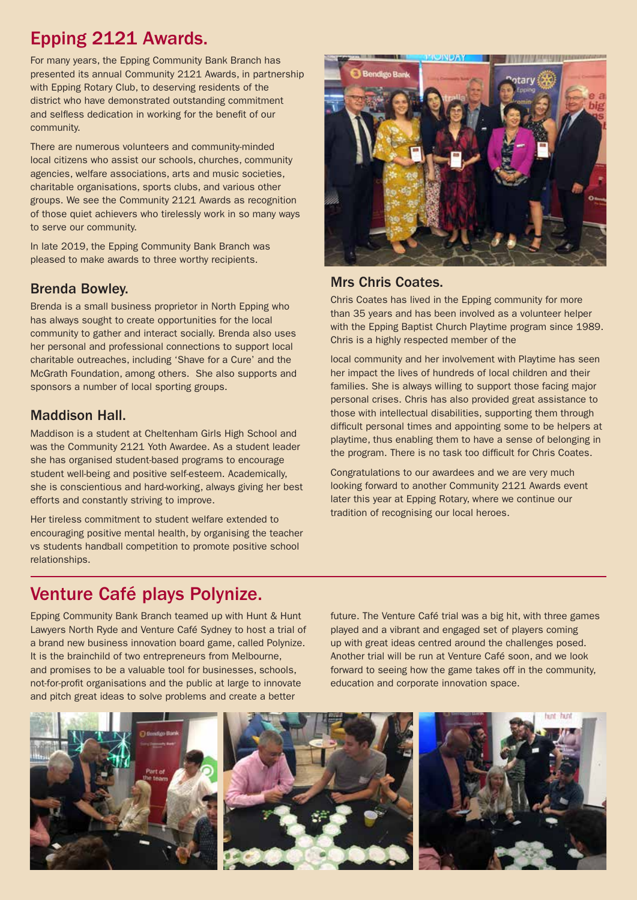## Epping 2121 Awards.

For many years, the Epping Community Bank Branch has presented its annual Community 2121 Awards, in partnership with Epping Rotary Club, to deserving residents of the district who have demonstrated outstanding commitment and selfless dedication in working for the benefit of our community.

There are numerous volunteers and community-minded local citizens who assist our schools, churches, community agencies, welfare associations, arts and music societies, charitable organisations, sports clubs, and various other groups. We see the Community 2121 Awards as recognition of those quiet achievers who tirelessly work in so many ways to serve our community.

In late 2019, the Epping Community Bank Branch was pleased to make awards to three worthy recipients.

### Brenda Bowley.

Brenda is a small business proprietor in North Epping who has always sought to create opportunities for the local community to gather and interact socially. Brenda also uses her personal and professional connections to support local charitable outreaches, including 'Shave for a Cure' and the McGrath Foundation, among others. She also supports and sponsors a number of local sporting groups.

### Maddison Hall.

Maddison is a student at Cheltenham Girls High School and was the Community 2121 Yoth Awardee. As a student leader she has organised student-based programs to encourage student well-being and positive self-esteem. Academically, she is conscientious and hard-working, always giving her best efforts and constantly striving to improve.

Her tireless commitment to student welfare extended to encouraging positive mental health, by organising the teacher vs students handball competition to promote positive school relationships.

### Mrs Chris Coates.

Chris Coates has lived in the Epping community for more than 35 years and has been involved as a volunteer helper with the Epping Baptist Church Playtime program since 1989. Chris is a highly respected member of the local community and her involvement with Playtime has seen her impact the lives of hundreds of local children and their families. She is always willing to support those facing major personal crises. Chris has also provided great assistance to those with intellectual disabilities, supporting them through difficult personal times and appointing some to be helpers at playtime, thus enabling them to have a sense of belonging in the program. There is no task too difficult for Chris Coates.

Congratulations to our awardees and we are very much looking forward to another Community 2121 Awards event later this year at Epping Rotary, where we continue our tradition of recognising our local heroes.

## Venture Café plays Polynize.

Epping Community Bank Branch teamed up with Hunt & Hunt Lawyers North Ryde and Venture Café Sydney to host a trial of a brand new business innovation board game, called Polynize. It is the brainchild of two entrepreneurs from Melbourne, and promises to be a valuable tool for businesses, schools, not-for-profit organisations and the public at large to innovate and pitch great ideas to solve problems and create a better future. The Venture Café trial was a big hit, with three games played and a vibrant and engaged set of players coming up with great ideas centred around the challenges posed. Another trial will be run at Venture Café soon, and we look forward to seeing how the game takes off in the community, education and corporate innovation space.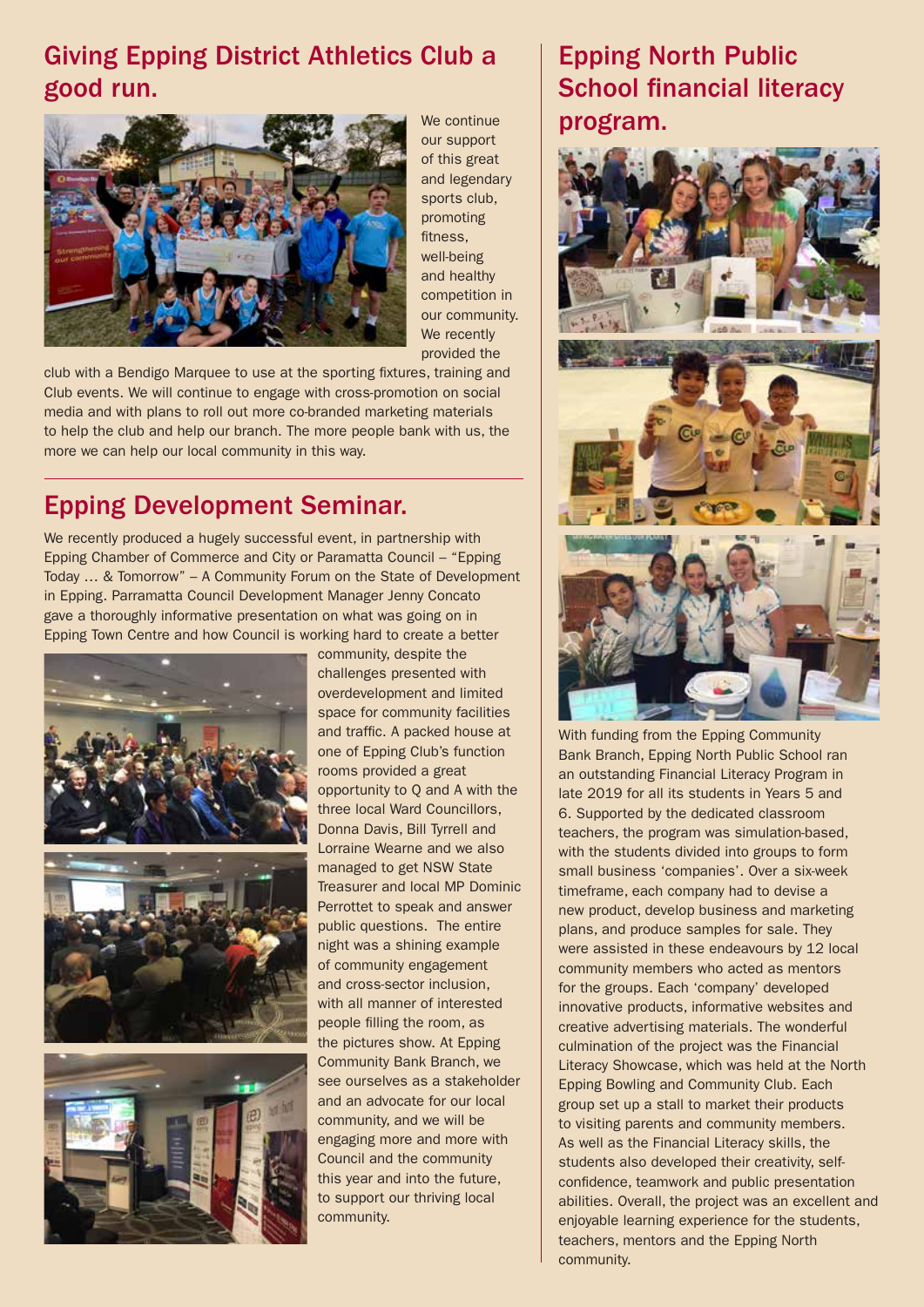## Giving Epping District Athletics Club a good run.

We continue our support of this great and legendary sports club, promoting fitness, well-being and healthy competition in our community. We recently provided the club with a Bendigo Marquee to use at the sporting fixtures, training and Club events. We will continue to engage with cross-promotion on social media and with plans to roll out more co-branded marketing materials to help the club and help our branch. The more people bank with us, the more we can help our local community in this way.

## Epping Development Seminar.

We recently produced a hugely successful event, in partnership with Epping Chamber of Commerce and City or Paramatta Council – "Epping Today … & Tomorrow" – A Community Forum on the State of Development in Epping. Parramatta Council Development Manager Jenny Concato gave a thoroughly informative presentation on what was going on in Epping Town Centre and how Council is working hard to create a better community, despite the challenges presented with overdevelopment and limited space for community facilities and traffic. A packed house at one of Epping Club's function rooms provided a great opportunity to Q and A with the three local Ward Councillors, Donna Davis, Bill Tyrrell and Lorraine Wearne and we also managed to get NSW State Treasurer and local MP Dominic Perrottet to speak and answer public questions. The entire night was a shining example of community engagement and cross-sector inclusion, with all manner of interested people filling the room, as the pictures show. At Epping Community Bank Branch, we see ourselves as a stakeholder and an advocate for our local community, and we will be engaging more and more with Council and the community this year and into the future, to support our thriving local community.

## Epping North Public School financial literacy program.

With funding from the Epping Community Bank Branch, Epping North Public School ran an outstanding Financial Literacy Program in late 2019 for all its students in Years 5 and 6. Supported by the dedicated classroom teachers, the program was simulation-based, with the students divided into groups to form small business 'companies'. Over a six-week timeframe, each company had to devise a new product, develop business and marketing plans, and produce samples for sale. They were assisted in these endeavours by 12 local community members who acted as mentors for the groups. Each 'company' developed innovative products, informative websites and creative advertising materials. The wonderful culmination of the project was the Financial Literacy Showcase, which was held at the North Epping Bowling and Community Club. Each group set up a stall to market their products to visiting parents and community members. As well as the Financial Literacy skills, the students also developed their creativity, self-confidence, teamwork and public presentation abilities. Overall, the project was an excellent and enjoyable learning experience for the students, teachers, mentors and the Epping North community.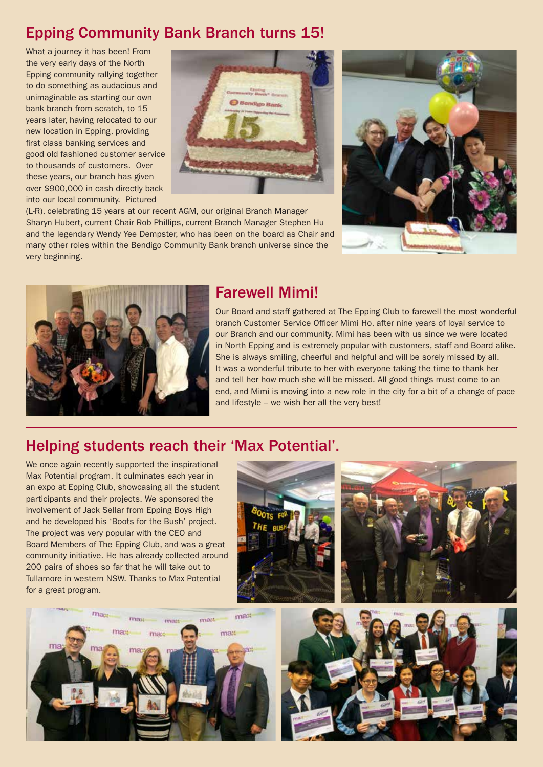## Epping Community Bank Branch turns 15!

What a journey it has been! From the very early days of the North Epping community rallying together to do something as audacious and unimaginable as starting our own bank branch from scratch, to 15 years later, having relocated to our new location in Epping, providing first class banking services and good old fashioned customer service to thousands of customers. Over these years, our branch has given over $900,000 in cash directly back into our local community. Pictured (L-R), celebrating 15 years at our recent AGM, our original Branch Manager Sharyn Hubert, current Chair Rob Phillips, current Branch Manager Stephen Hu and the legendary Wendy Yee Dempster, who has been on the board as Chair and many other roles within the Bendigo Community Bank branch universe since the very beginning.

## Farewell Mimi!

Our Board and staff gathered at The Epping Club to farewell the most wonderful branch Customer Service Officer Mimi Ho, after nine years of loyal service to our Branch and our community. Mimi has been with us since we were located in North Epping and is extremely popular with customers, staff and Board alike. She is always smiling, cheerful and helpful and will be sorely missed by all. It was a wonderful tribute to her with everyone taking the time to thank her and tell her how much she will be missed. All good things must come to an end, and Mimi is moving into a new role in the city for a bit of a change of pace and lifestyle – we wish her all the very best!

## Helping students reach their 'Max Potential'.

We once again recently supported the inspirational Max Potential program. It culminates each year in an expo at Epping Club, showcasing all the student participants and their projects. We sponsored the involvement of Jack Sellar from Epping Boys High and he developed his 'Boots for the Bush' project. The project was very popular with the CEO and Board Members of The Epping Club, and was a great community initiative. He has already collected around 200 pairs of shoes so far that he will take out to Tullamore in western NSW. Thanks to Max Potential for a great program.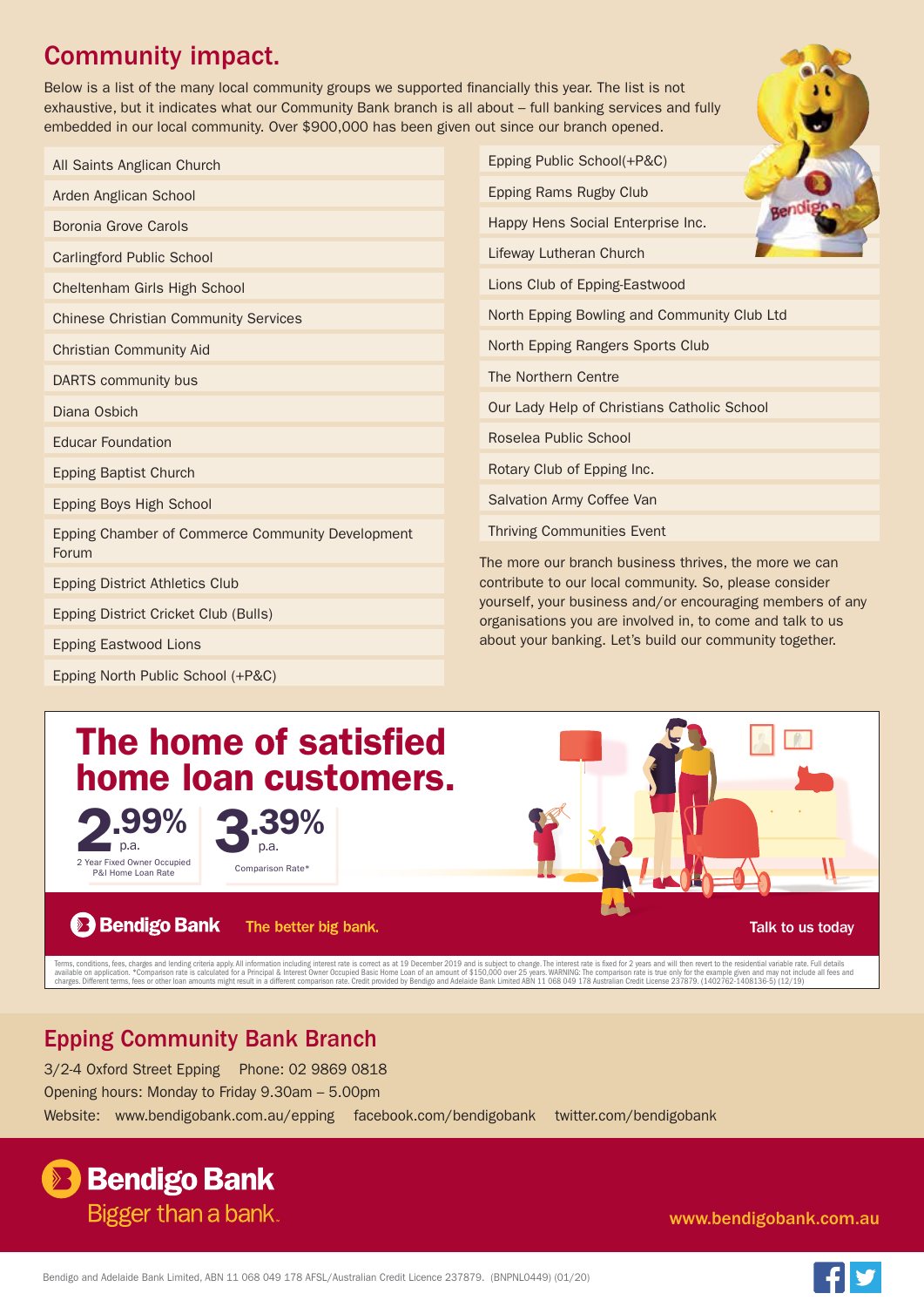## Community impact.

Below is a list of the many local community groups we supported financially this year. The list is not exhaustive, but it indicates what our Community Bank branch is all about – full banking services and fully embedded in our local community. Over $900,000 has been given out since our branch opened.

- All Saints Anglican Church
- Arden Anglican School
- Boronia Grove Carols
- Carlingford Public School
- Cheltenham Girls High School
- Chinese Christian Community Services
- Christian Community Aid
- DARTS community bus
- Diana Osbich
- Educar Foundation
- Epping Baptist Church
- Epping Boys High School
- Epping Chamber of Commerce Community Development Forum
- Epping District Athletics Club
- Epping District Cricket Club (Bulls)
- Epping Eastwood Lions
- Epping North Public School (+P&C)
- Epping Public School(+P&C)
- Epping Rams Rugby Club
- Happy Hens Social Enterprise Inc.
- Lifeway Lutheran Church
- Lions Club of Epping-Eastwood
- North Epping Bowling and Community Club Ltd
- North Epping Rangers Sports Club
- The Northern Centre
- Our Lady Help of Christians Catholic School
- Roselea Public School
- Rotary Club of Epping Inc.
- Salvation Army Coffee Van
- Thriving Communities Event

The more our branch business thrives, the more we can contribute to our local community. So, please consider yourself, your business and/or encouraging members of any organisations you are involved in, to come and talk to us about your banking. Let's build our community together.

# The home of satisfied home loan customers.

**2.99%** p.a.
2 Year Fixed Owner Occupied P&I Home Loan Rate

**3.39%** p.a.
Comparison Rate*

Bendigo Bank The better big bank. Talk to us today

Terms, conditions, fees, charges and lending criteria apply. All information including interest rate is correct as at 19 December 2019 and is subject to change. The interest rate is fixed for 2 years and will then revert to the residential variable rate. Full details available on application. *Comparison rate is calculated for a Principal & Interest Owner Occupied Basic Home Loan of an amount of $150,000 over 25 years. WARNING: The comparison rate is true only for the example given and may not include all fees and charges. Different terms, fees or other loan amounts might result in a different comparison rate. Credit provided by Bendigo and Adelaide Bank Limited ABN 11 068 049 178 Australian Credit License 237879. (1402762-1408136-5) (12/19)

## Epping Community Bank Branch

3/2-4 Oxford Street Epping Phone: 02 9869 0818
Opening hours: Monday to Friday 9.30am – 5.00pm
Website: www.bendigobank.com.au/epping facebook.com/bendigobank twitter.com/bendigobank

Bendigo Bank
Bigger than a bank.

www.bendigobank.com.au

Bendigo and Adelaide Bank Limited, ABN 11 068 049 178 AFSL/Australian Credit Licence 237879. (BNPNL0449) (01/20)